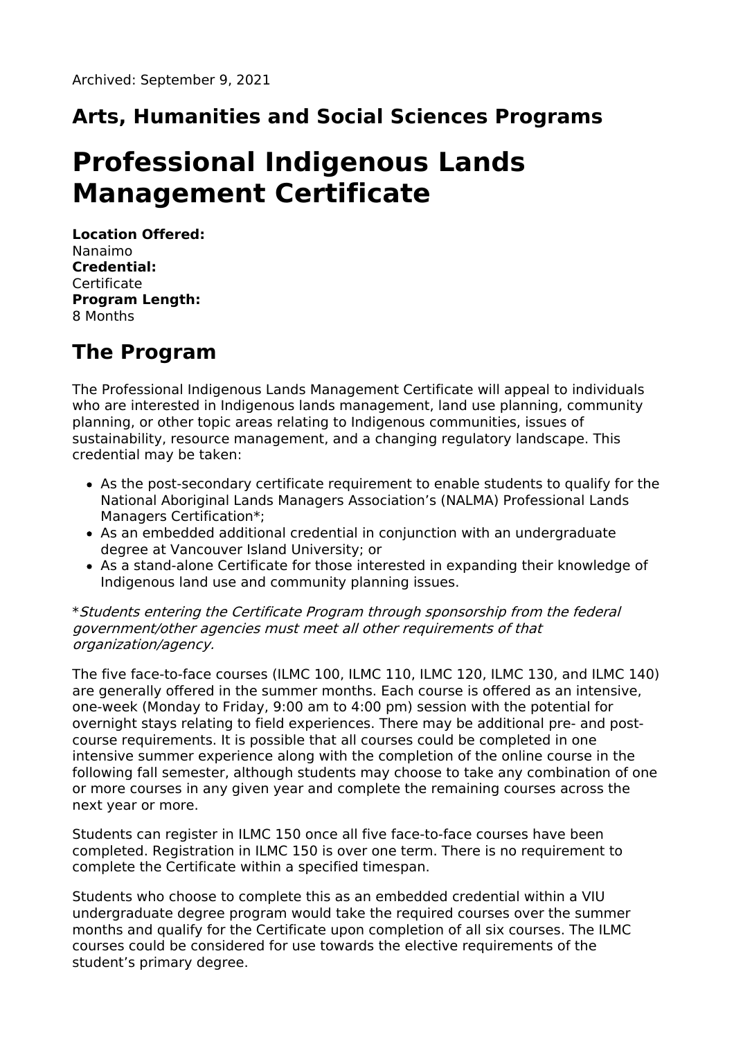Archived: September 9, 2021

## Arts, Humanities and Social Sciences Programs

# Professional Indigenous Lands Management Certificate

**Location Offered:**
Nanaimo
**Credential:**
Certificate
**Program Length:**
8 Months

## The Program

The Professional Indigenous Lands Management Certificate will appeal to individuals who are interested in Indigenous lands management, land use planning, community planning, or other topic areas relating to Indigenous communities, issues of sustainability, resource management, and a changing regulatory landscape. This credential may be taken:

- As the post-secondary certificate requirement to enable students to qualify for the National Aboriginal Lands Managers Association's (NALMA) Professional Lands Managers Certification*;
- As an embedded additional credential in conjunction with an undergraduate degree at Vancouver Island University; or
- As a stand-alone Certificate for those interested in expanding their knowledge of Indigenous land use and community planning issues.

*\*Students entering the Certificate Program through sponsorship from the federal government/other agencies must meet all other requirements of that organization/agency.*

The five face-to-face courses (ILMC 100, ILMC 110, ILMC 120, ILMC 130, and ILMC 140) are generally offered in the summer months. Each course is offered as an intensive, one-week (Monday to Friday, 9:00 am to 4:00 pm) session with the potential for overnight stays relating to field experiences. There may be additional pre- and post-course requirements. It is possible that all courses could be completed in one intensive summer experience along with the completion of the online course in the following fall semester, although students may choose to take any combination of one or more courses in any given year and complete the remaining courses across the next year or more.

Students can register in ILMC 150 once all five face-to-face courses have been completed. Registration in ILMC 150 is over one term. There is no requirement to complete the Certificate within a specified timespan.

Students who choose to complete this as an embedded credential within a VIU undergraduate degree program would take the required courses over the summer months and qualify for the Certificate upon completion of all six courses. The ILMC courses could be considered for use towards the elective requirements of the student's primary degree.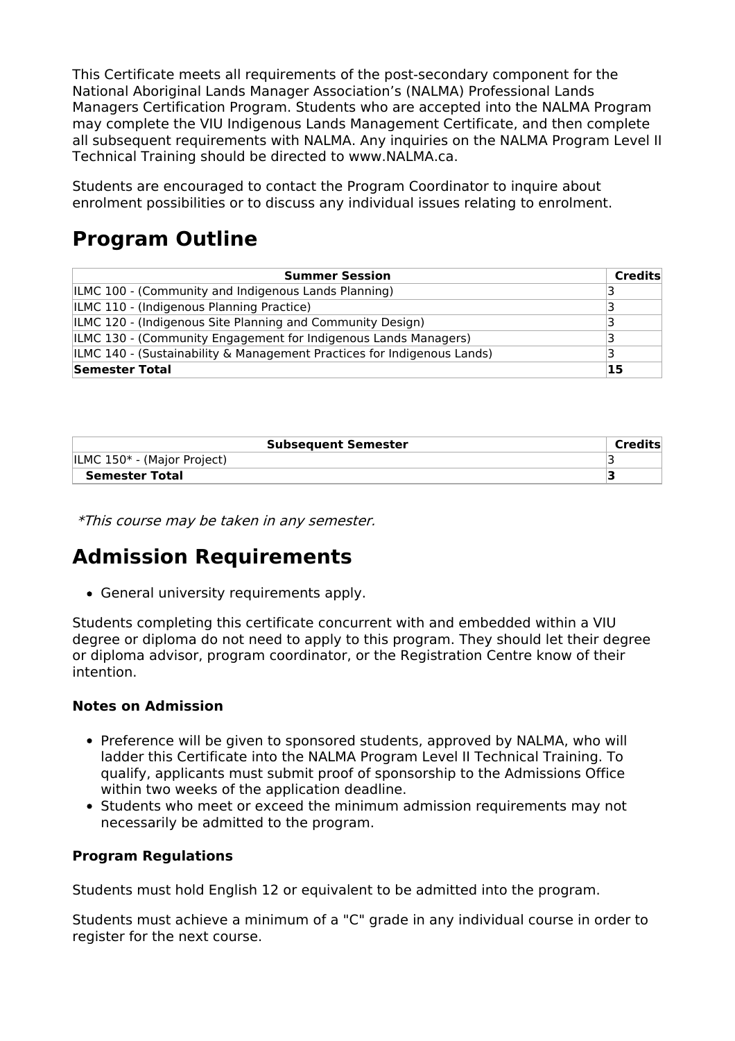This Certificate meets all requirements of the post-secondary component for the National Aboriginal Lands Manager Association's (NALMA) Professional Lands Managers Certification Program. Students who are accepted into the NALMA Program may complete the VIU Indigenous Lands Management Certificate, and then complete all subsequent requirements with NALMA. Any inquiries on the NALMA Program Level II Technical Training should be directed to www.NALMA.ca.

Students are encouraged to contact the Program Coordinator to inquire about enrolment possibilities or to discuss any individual issues relating to enrolment.

# Program Outline

| Summer Session | Credits |
|---|---|
| ILMC 100 - (Community and Indigenous Lands Planning) | 3 |
| ILMC 110 - (Indigenous Planning Practice) | 3 |
| ILMC 120 - (Indigenous Site Planning and Community Design) | 3 |
| ILMC 130 - (Community Engagement for Indigenous Lands Managers) | 3 |
| ILMC 140 - (Sustainability & Management Practices for Indigenous Lands) | 3 |
| **Semester Total** | **15** |

| Subsequent Semester | Credits |
|---|---|
| ILMC 150* - (Major Project) | 3 |
| **Semester Total** | **3** |

*\*This course may be taken in any semester.*

# Admission Requirements

- General university requirements apply.

Students completing this certificate concurrent with and embedded within a VIU degree or diploma do not need to apply to this program. They should let their degree or diploma advisor, program coordinator, or the Registration Centre know of their intention.

### Notes on Admission

- Preference will be given to sponsored students, approved by NALMA, who will ladder this Certificate into the NALMA Program Level II Technical Training. To qualify, applicants must submit proof of sponsorship to the Admissions Office within two weeks of the application deadline.
- Students who meet or exceed the minimum admission requirements may not necessarily be admitted to the program.

### Program Regulations

Students must hold English 12 or equivalent to be admitted into the program.

Students must achieve a minimum of a "C" grade in any individual course in order to register for the next course.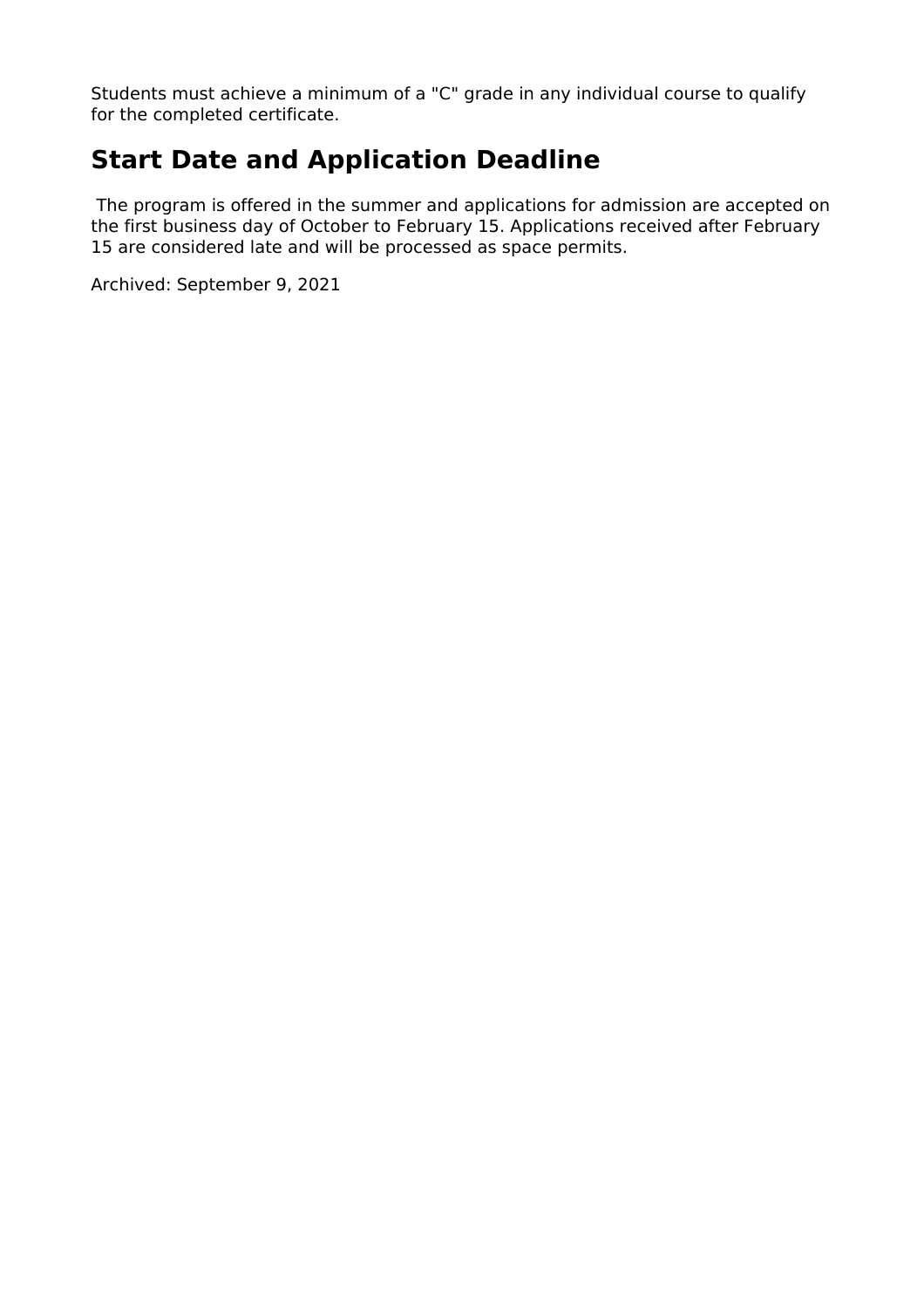Students must achieve a minimum of a "C" grade in any individual course to qualify for the completed certificate.

## Start Date and Application Deadline

The program is offered in the summer and applications for admission are accepted on the first business day of October to February 15. Applications received after February 15 are considered late and will be processed as space permits.

Archived: September 9, 2021